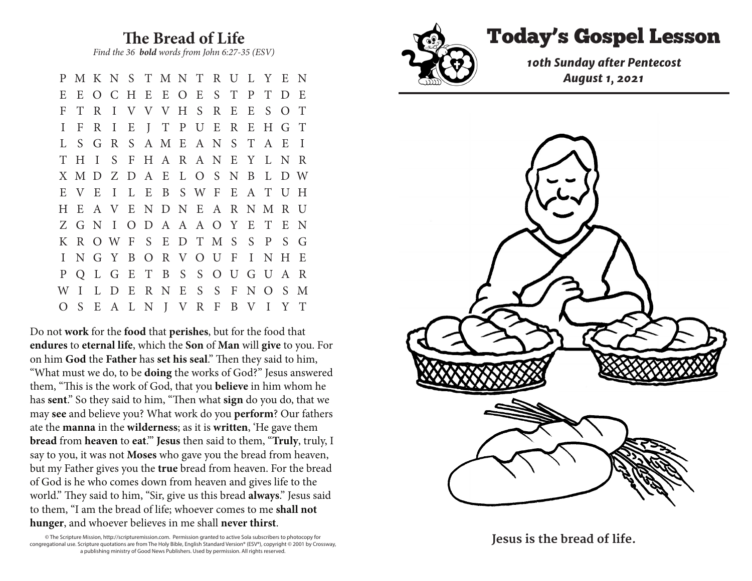## The Bread of Life

*Find the 36 **bold** words from John 6:27-35 (ESV)*

```
P M K N S T M N T R U L Y E N
E E O C H E E O E S T P T D E
F T R I V V V H S R E E S O T
I F R I E J T P U E R E H G T
L S G R S A M E A N S T A E I
T H I S F H A R A N E Y L N R
X M D Z D A E L O S N B L D W
E V E I L E B S W F E A T U H
H E A V E N D N E A R N M R U
Z G N I O D A A A O Y E T E N
K R O W F S E D T M S S P S G
I N G Y B O R V O U F I N H E
P Q L G E T B S S O U G U A R
W I L D E R N E S S F N O S M
O S E A L N J V R F B V I Y T
```

Do not **work** for the **food** that **perishes**, but for the food that **endures** to **eternal life**, which the **Son** of **Man** will **give** to you. For on him **God** the **Father** has **set his seal**." Then they said to him, "What must we do, to be **doing** the works of God?" Jesus answered them, "This is the work of God, that you **believe** in him whom he has **sent**." So they said to him, "Then what **sign** do you do, that we may **see** and believe you? What work do you **perform**? Our fathers ate the **manna** in the **wilderness**; as it is **written**, 'He gave them **bread** from **heaven** to **eat**.'" **Jesus** then said to them, "**Truly**, truly, I say to you, it was not **Moses** who gave you the bread from heaven, but my Father gives you the **true** bread from heaven. For the bread of God is he who comes down from heaven and gives life to the world." They said to him, "Sir, give us this bread **always**." Jesus said to them, "I am the bread of life; whoever comes to me **shall not hunger**, and whoever believes in me shall **never thirst**.

© The Scripture Mission, http://scripturemission.com. Permission granted to active Sola subscribers to photocopy for congregational use. Scripture quotations are from The Holy Bible, English Standard Version® (ESV®), copyright © 2001 by Crossway, a publishing ministry of Good News Publishers. Used by permission. All rights reserved.

# Today's Gospel Lesson

***10th Sunday after Pentecost***
***August 1, 2021***

**Jesus is the bread of life.**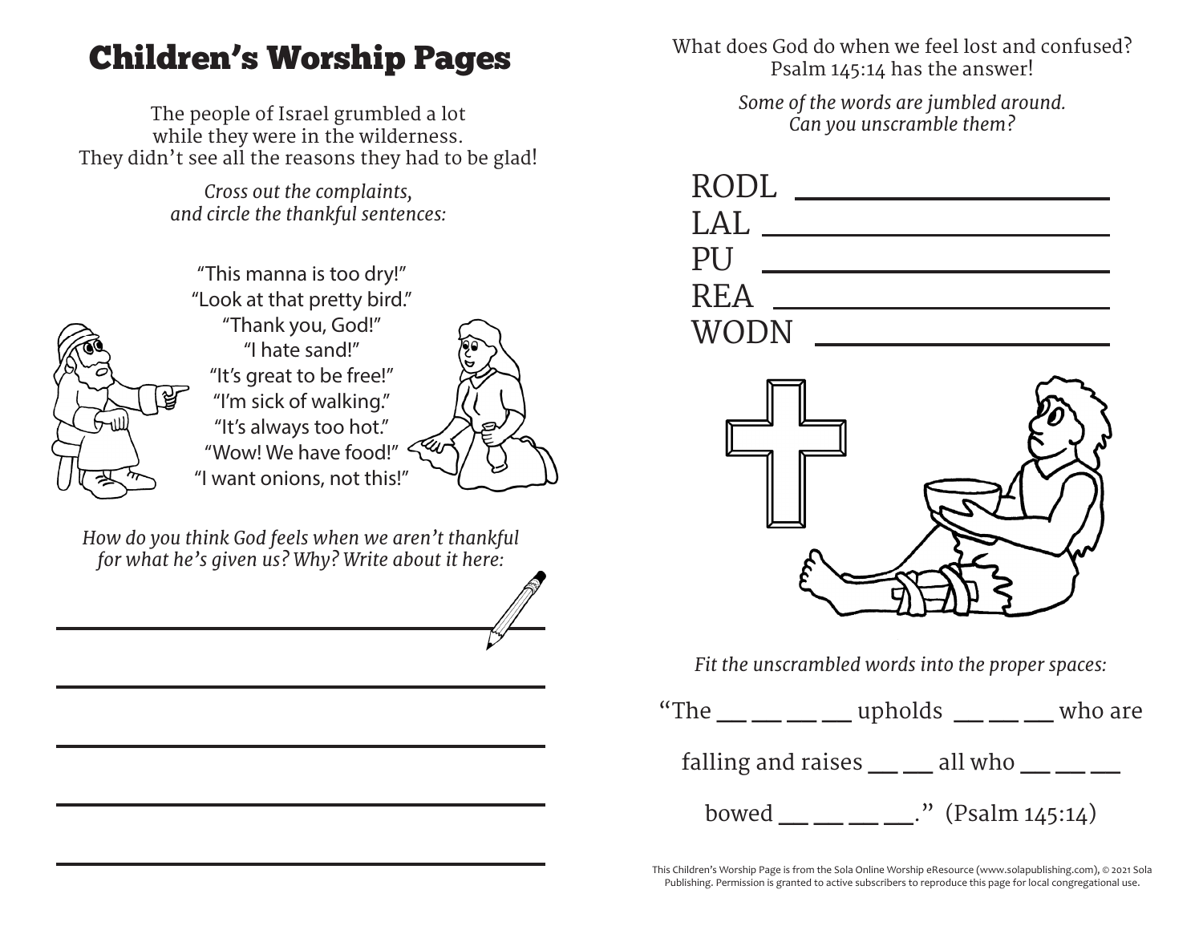# Children's Worship Pages

The people of Israel grumbled a lot
while they were in the wilderness.
They didn't see all the reasons they had to be glad!

*Cross out the complaints,*
*and circle the thankful sentences:*

"This manna is too dry!"
"Look at that pretty bird."
"Thank you, God!"
"I hate sand!"
"It's great to be free!"
"I'm sick of walking."
"It's always too hot."
"Wow! We have food!"
"I want onions, not this!"

*How do you think God feels when we aren't thankful for what he's given us? Why? Write about it here:*

\_\_\_\_\_\_\_\_\_\_\_\_\_\_\_\_\_\_\_\_\_\_\_\_\_\_\_\_\_\_\_\_\_\_\_\_\_\_\_\_

\_\_\_\_\_\_\_\_\_\_\_\_\_\_\_\_\_\_\_\_\_\_\_\_\_\_\_\_\_\_\_\_\_\_\_\_\_\_\_\_

\_\_\_\_\_\_\_\_\_\_\_\_\_\_\_\_\_\_\_\_\_\_\_\_\_\_\_\_\_\_\_\_\_\_\_\_\_\_\_\_

\_\_\_\_\_\_\_\_\_\_\_\_\_\_\_\_\_\_\_\_\_\_\_\_\_\_\_\_\_\_\_\_\_\_\_\_\_\_\_\_

\_\_\_\_\_\_\_\_\_\_\_\_\_\_\_\_\_\_\_\_\_\_\_\_\_\_\_\_\_\_\_\_\_\_\_\_\_\_\_\_

What does God do when we feel lost and confused?
Psalm 145:14 has the answer!

*Some of the words are jumbled around.*
*Can you unscramble them?*

RODL \_\_\_\_\_\_\_\_\_\_\_\_\_\_\_\_\_\_\_\_

LAL \_\_\_\_\_\_\_\_\_\_\_\_\_\_\_\_\_\_\_\_

PU \_\_\_\_\_\_\_\_\_\_\_\_\_\_\_\_\_\_\_\_

REA \_\_\_\_\_\_\_\_\_\_\_\_\_\_\_\_\_\_\_\_

WODN \_\_\_\_\_\_\_\_\_\_\_\_\_\_\_\_\_\_\_\_

*Fit the unscrambled words into the proper spaces:*

"The \_\_ \_\_ \_\_ \_\_ upholds \_\_ \_\_ \_\_ who are falling and raises \_\_ \_\_ all who \_\_ \_\_ \_\_ bowed \_\_ \_\_ \_\_ \_\_." (Psalm 145:14)

This Children's Worship Page is from the Sola Online Worship eResource (www.solapublishing.com), © 2021 Sola Publishing. Permission is granted to active subscribers to reproduce this page for local congregational use.